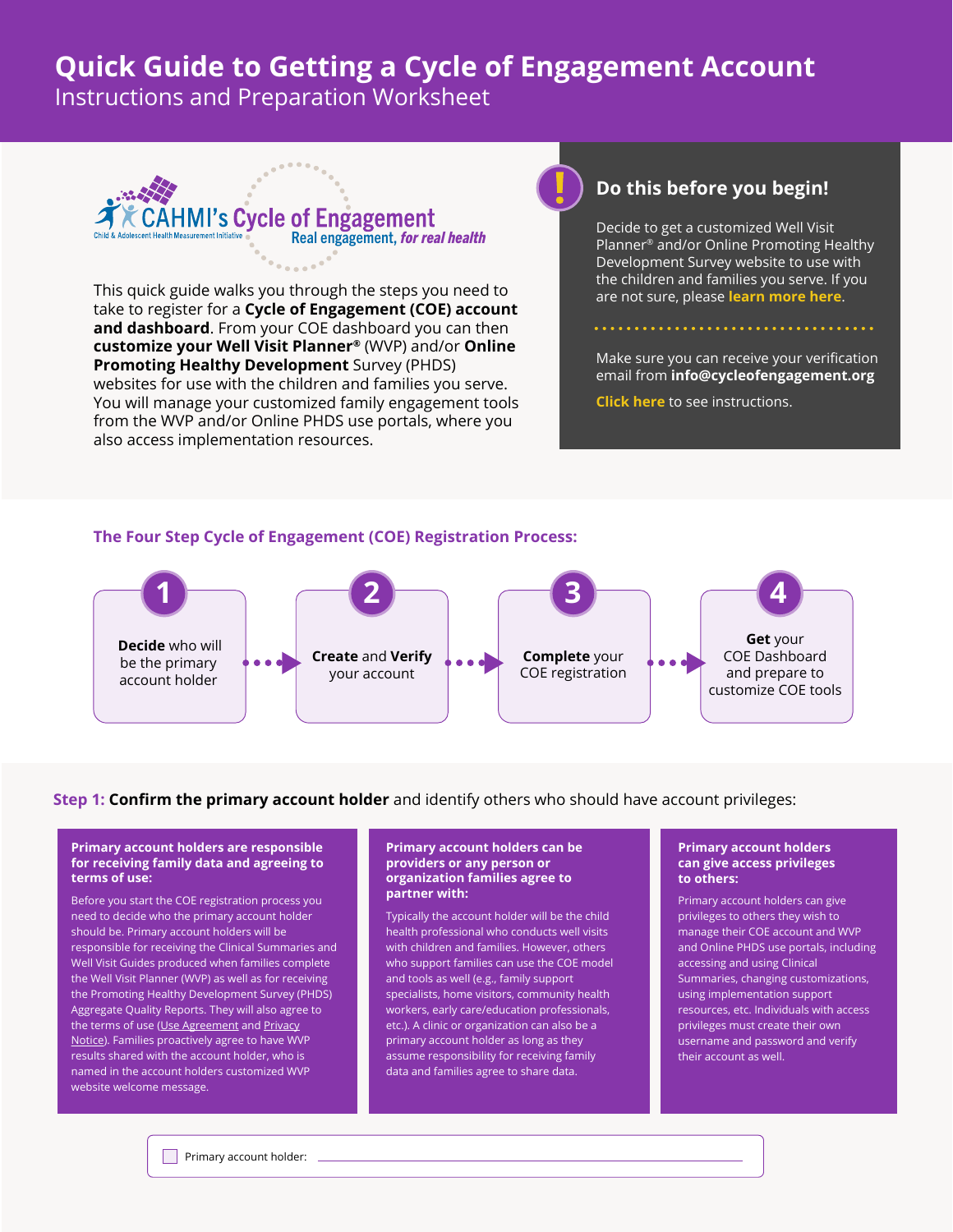# Quick Guide to Getting a Cycle of Engagement Account

Instructions and Preparation Worksheet

CAHMI's Cycle of Engagement
Child & Adolescent Health Measurement Initiative
Real engagement, *for real health*

This quick guide walks you through the steps you need to take to register for a **Cycle of Engagement (COE) account and dashboard**. From your COE dashboard you can then **customize your Well Visit Planner®** (WVP) and/or **Online Promoting Healthy Development** Survey (PHDS) websites for use with the children and families you serve. You will manage your customized family engagement tools from the WVP and/or Online PHDS use portals, where you also access implementation resources.

## Do this before you begin!

Decide to get a customized Well Visit Planner® and/or Online Promoting Healthy Development Survey website to use with the children and families you serve. If you are not sure, please **learn more here**.

Make sure you can receive your verification email from **info@cycleofengagement.org**

**Click here** to see instructions.

## The Four Step Cycle of Engagement (COE) Registration Process:

1. **Decide** who will be the primary account holder
2. **Create** and **Verify** your account
3. **Complete** your COE registration
4. **Get** your COE Dashboard and prepare to customize COE tools

## Step 1: **Confirm the primary account holder** and identify others who should have account privileges:

**Primary account holders are responsible for receiving family data and agreeing to terms of use:**

Before you start the COE registration process you need to decide who the primary account holder should be. Primary account holders will be responsible for receiving the Clinical Summaries and Well Visit Guides produced when families complete the Well Visit Planner (WVP) as well as for receiving the Promoting Healthy Development Survey (PHDS) Aggregate Quality Reports. They will also agree to the terms of use (Use Agreement and Privacy Notice). Families proactively agree to have WVP results shared with the account holder, who is named in the account holders customized WVP website welcome message.

**Primary account holders can be providers or any person or organization families agree to partner with:**

Typically the account holder will be the child health professional who conducts well visits with children and families. However, others who support families can use the COE model and tools as well (e.g., family support specialists, home visitors, community health workers, early care/education professionals, etc.). A clinic or organization can also be a primary account holder as long as they assume responsibility for receiving family data and families agree to share data.

**Primary account holders can give access privileges to others:**

Primary account holders can give privileges to others they wish to manage their COE account and WVP and Online PHDS use portals, including accessing and using Clinical Summaries, changing customizations, using implementation support resources, etc. Individuals with access privileges must create their own username and password and verify their account as well.

☐ Primary account holder: ______________________________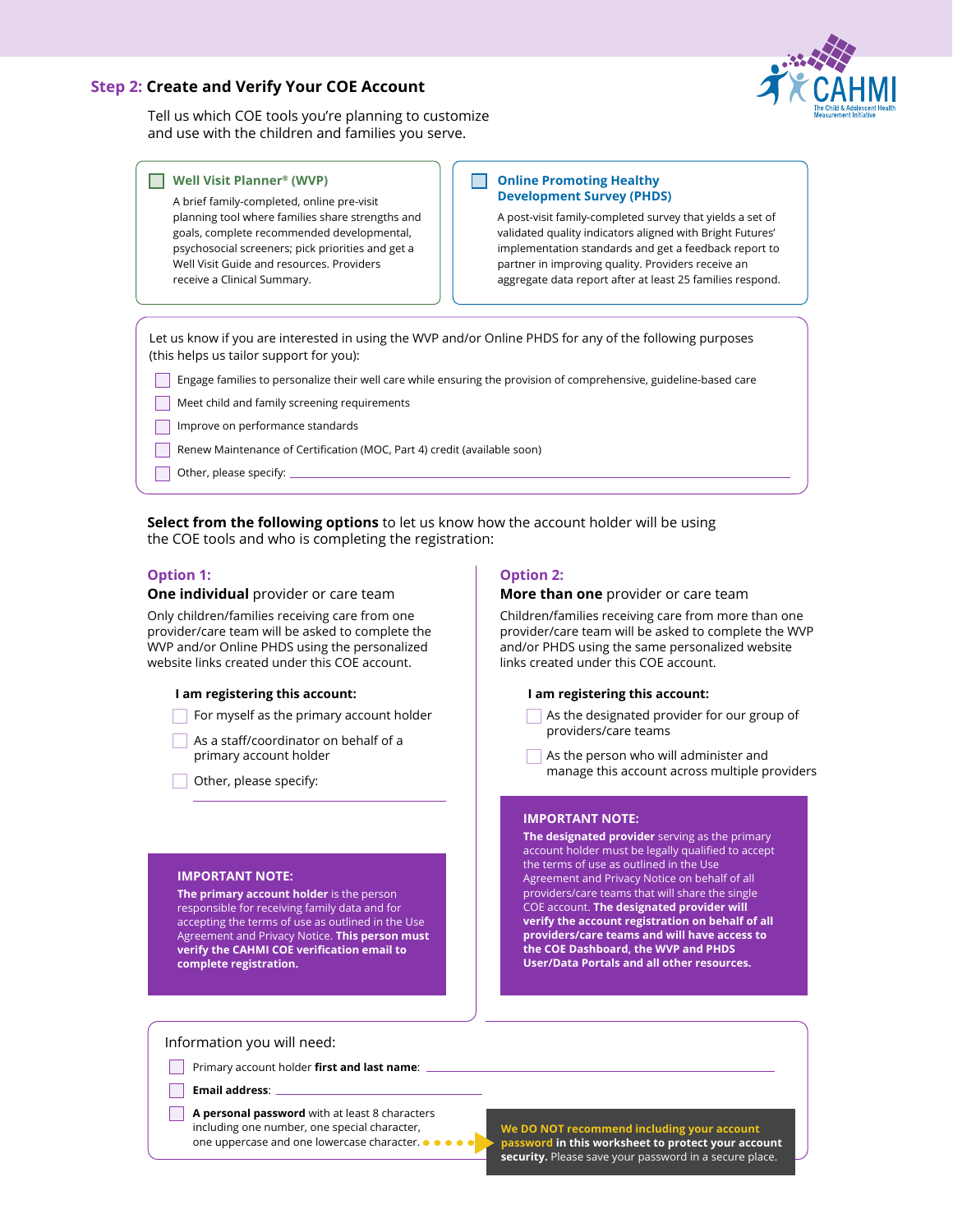## Step 2: Create and Verify Your COE Account

Tell us which COE tools you're planning to customize and use with the children and families you serve.

- [ ] **Well Visit Planner® (WVP)**

  A brief family-completed, online pre-visit planning tool where families share strengths and goals, complete recommended developmental, psychosocial screeners; pick priorities and get a Well Visit Guide and resources. Providers receive a Clinical Summary.

- [ ] **Online Promoting Healthy Development Survey (PHDS)**

  A post-visit family-completed survey that yields a set of validated quality indicators aligned with Bright Futures' implementation standards and get a feedback report to partner in improving quality. Providers receive an aggregate data report after at least 25 families respond.

Let us know if you are interested in using the WVP and/or Online PHDS for any of the following purposes (this helps us tailor support for you):

- [ ] Engage families to personalize their well care while ensuring the provision of comprehensive, guideline-based care
- [ ] Meet child and family screening requirements
- [ ] Improve on performance standards
- [ ] Renew Maintenance of Certification (MOC, Part 4) credit (available soon)
- [ ] Other, please specify: ______________________________

**Select from the following options** to let us know how the account holder will be using the COE tools and who is completing the registration:

### Option 1:

**One individual** provider or care team

Only children/families receiving care from one provider/care team will be asked to complete the WVP and/or Online PHDS using the personalized website links created under this COE account.

**I am registering this account:**

- [ ] For myself as the primary account holder
- [ ] As a staff/coordinator on behalf of a primary account holder
- [ ] Other, please specify: ______________________________

**IMPORTANT NOTE:**

**The primary account holder** is the person responsible for receiving family data and for accepting the terms of use as outlined in the Use Agreement and Privacy Notice. **This person must verify the CAHMI COE verification email to complete registration.**

### Option 2:

**More than one** provider or care team

Children/families receiving care from more than one provider/care team will be asked to complete the WVP and/or PHDS using the same personalized website links created under this COE account.

**I am registering this account:**

- [ ] As the designated provider for our group of providers/care teams
- [ ] As the person who will administer and manage this account across multiple providers

**IMPORTANT NOTE:**

**The designated provider** serving as the primary account holder must be legally qualified to accept the terms of use as outlined in the Use Agreement and Privacy Notice on behalf of all providers/care teams that will share the single COE account. **The designated provider will verify the account registration on behalf of all providers/care teams and will have access to the COE Dashboard, the WVP and PHDS User/Data Portals and all other resources.**

Information you will need:

- [ ] Primary account holder **first and last name**: ______________________________
- [ ] **Email address**: ______________________________
- [ ] **A personal password** with at least 8 characters including one number, one special character, one uppercase and one lowercase character.

**We DO NOT recommend including your account password in this worksheet to protect your account security.** Please save your password in a secure place.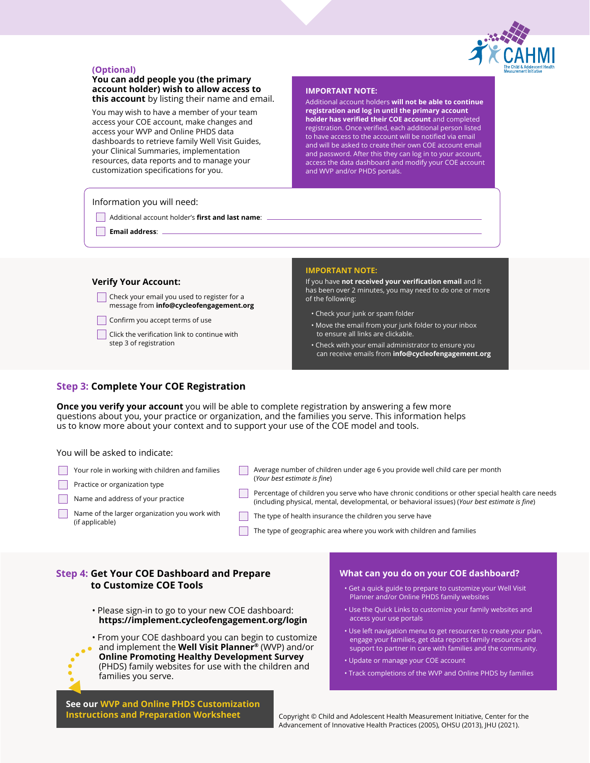**(Optional)**

**You can add people you (the primary account holder) wish to allow access to this account** by listing their name and email.

You may wish to have a member of your team access your COE account, make changes and access your WVP and Online PHDS data dashboards to retrieve family Well Visit Guides, your Clinical Summaries, implementation resources, data reports and to manage your customization specifications for you.

**IMPORTANT NOTE:**

Additional account holders **will not be able to continue registration and log in until the primary account holder has verified their COE account** and completed registration. Once verified, each additional person listed to have access to the account will be notified via email and will be asked to create their own COE account email and password. After this they can log in to your account, access the data dashboard and modify your COE account and WVP and/or PHDS portals.

Information you will need:

- ☐ Additional account holder's **first and last name**: ____________________
- ☐ **Email address**: ____________________

### Verify Your Account:

- ☐ Check your email you used to register for a message from **info@cycleofengagement.org**
- ☐ Confirm you accept terms of use
- ☐ Click the verification link to continue with step 3 of registration

**IMPORTANT NOTE:**

If you have **not received your verification email** and it has been over 2 minutes, you may need to do one or more of the following:

- Check your junk or spam folder
- Move the email from your junk folder to your inbox to ensure all links are clickable.
- Check with your email administrator to ensure you can receive emails from **info@cycleofengagement.org**

## Step 3: Complete Your COE Registration

**Once you verify your account** you will be able to complete registration by answering a few more questions about you, your practice or organization, and the families you serve. This information helps us to know more about your context and to support your use of the COE model and tools.

You will be asked to indicate:

- ☐ Your role in working with children and families
- ☐ Practice or organization type
- ☐ Name and address of your practice
- ☐ Name of the larger organization you work with (if applicable)
- ☐ Average number of children under age 6 you provide well child care per month (*Your best estimate is fine*)
- ☐ Percentage of children you serve who have chronic conditions or other special health care needs (including physical, mental, developmental, or behavioral issues) (*Your best estimate is fine*)
- ☐ The type of health insurance the children you serve have
- ☐ The type of geographic area where you work with children and families

## Step 4: Get Your COE Dashboard and Prepare to Customize COE Tools

- Please sign-in to go to your new COE dashboard: **https://implement.cycleofengagement.org/login**
- From your COE dashboard you can begin to customize and implement the **Well Visit Planner®** (WVP) and/or **Online Promoting Healthy Development Survey** (PHDS) family websites for use with the children and families you serve.

**See our WVP and Online PHDS Customization Instructions and Preparation Worksheet**

### What can you do on your COE dashboard?

- Get a quick guide to prepare to customize your Well Visit Planner and/or Online PHDS family websites
- Use the Quick Links to customize your family websites and access your use portals
- Use left navigation menu to get resources to create your plan, engage your families, get data reports family resources and support to partner in care with families and the community.
- Update or manage your COE account
- Track completions of the WVP and Online PHDS by families

Copyright © Child and Adolescent Health Measurement Initiative, Center for the Advancement of Innovative Health Practices (2005), OHSU (2013), JHU (2021).